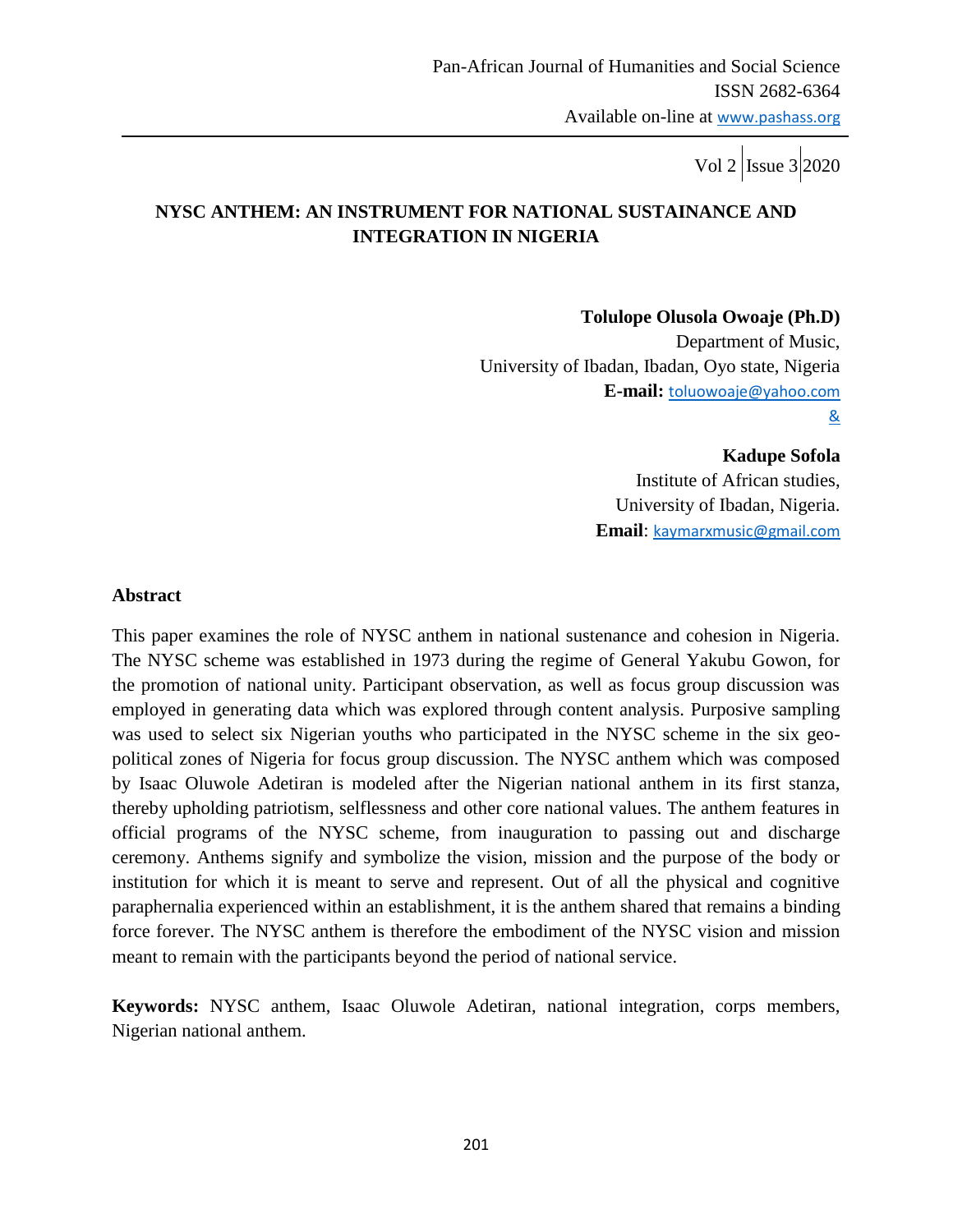# NYSC ANTHEM: AN INSTRUMENT FOR NATIONAL SUSTAINANCE AND INTEGRATION IN NIGERIA

**Tolulope Olusola Owoaje (Ph.D)**
Department of Music,
University of Ibadan, Ibadan, Oyo state, Nigeria
**E-mail:** toluowoaje@yahoo.com
&

**Kadupe Sofola**
Institute of African studies,
University of Ibadan, Nigeria.
**Email**: kaymarxmusic@gmail.com

## Abstract

This paper examines the role of NYSC anthem in national sustenance and cohesion in Nigeria. The NYSC scheme was established in 1973 during the regime of General Yakubu Gowon, for the promotion of national unity. Participant observation, as well as focus group discussion was employed in generating data which was explored through content analysis. Purposive sampling was used to select six Nigerian youths who participated in the NYSC scheme in the six geo-political zones of Nigeria for focus group discussion. The NYSC anthem which was composed by Isaac Oluwole Adetiran is modeled after the Nigerian national anthem in its first stanza, thereby upholding patriotism, selflessness and other core national values. The anthem features in official programs of the NYSC scheme, from inauguration to passing out and discharge ceremony. Anthems signify and symbolize the vision, mission and the purpose of the body or institution for which it is meant to serve and represent. Out of all the physical and cognitive paraphernalia experienced within an establishment, it is the anthem shared that remains a binding force forever. The NYSC anthem is therefore the embodiment of the NYSC vision and mission meant to remain with the participants beyond the period of national service.

**Keywords:** NYSC anthem, Isaac Oluwole Adetiran, national integration, corps members, Nigerian national anthem.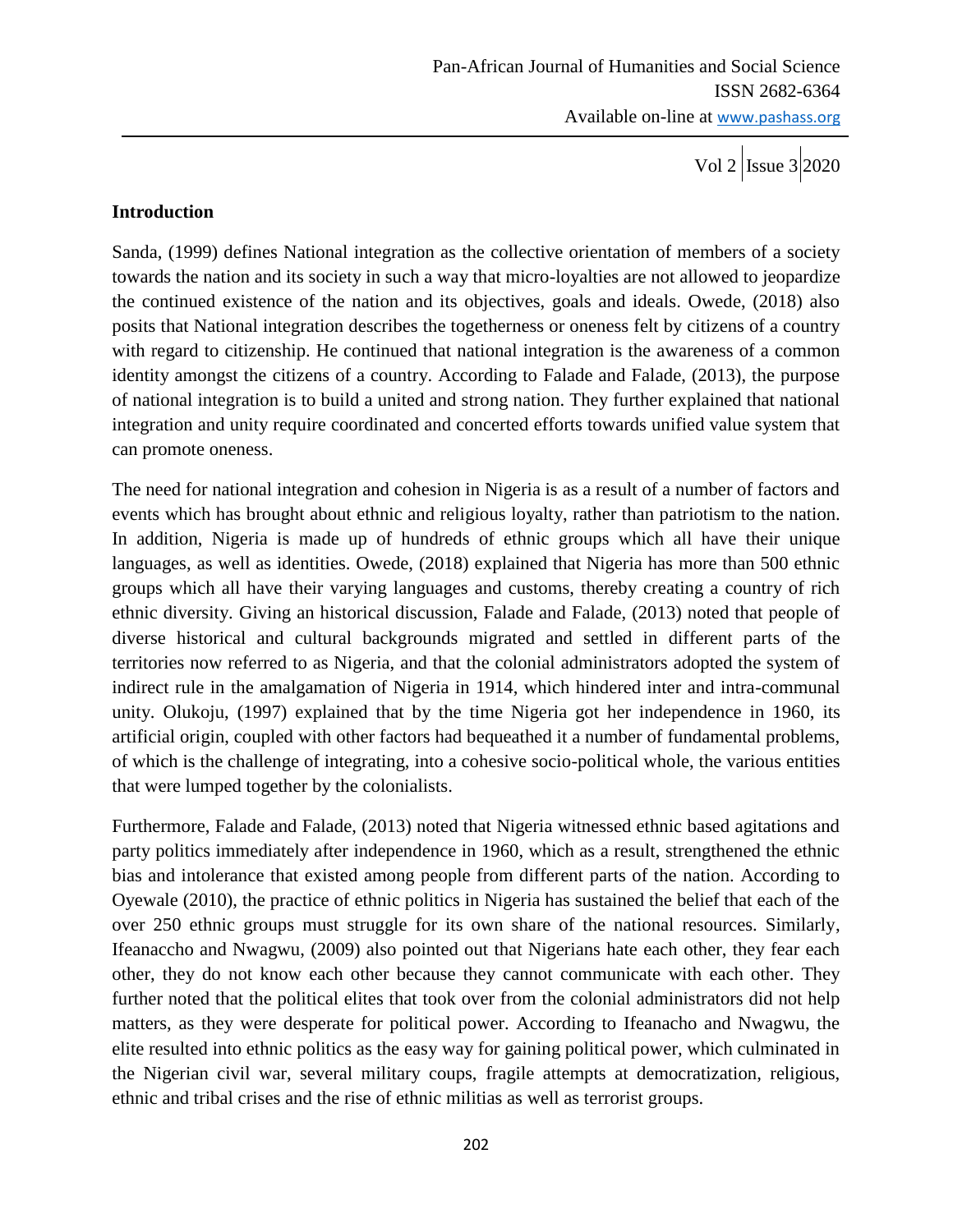## Introduction

Sanda, (1999) defines National integration as the collective orientation of members of a society towards the nation and its society in such a way that micro-loyalties are not allowed to jeopardize the continued existence of the nation and its objectives, goals and ideals. Owede, (2018) also posits that National integration describes the togetherness or oneness felt by citizens of a country with regard to citizenship. He continued that national integration is the awareness of a common identity amongst the citizens of a country. According to Falade and Falade, (2013), the purpose of national integration is to build a united and strong nation. They further explained that national integration and unity require coordinated and concerted efforts towards unified value system that can promote oneness.

The need for national integration and cohesion in Nigeria is as a result of a number of factors and events which has brought about ethnic and religious loyalty, rather than patriotism to the nation. In addition, Nigeria is made up of hundreds of ethnic groups which all have their unique languages, as well as identities. Owede, (2018) explained that Nigeria has more than 500 ethnic groups which all have their varying languages and customs, thereby creating a country of rich ethnic diversity. Giving an historical discussion, Falade and Falade, (2013) noted that people of diverse historical and cultural backgrounds migrated and settled in different parts of the territories now referred to as Nigeria, and that the colonial administrators adopted the system of indirect rule in the amalgamation of Nigeria in 1914, which hindered inter and intra-communal unity. Olukoju, (1997) explained that by the time Nigeria got her independence in 1960, its artificial origin, coupled with other factors had bequeathed it a number of fundamental problems, of which is the challenge of integrating, into a cohesive socio-political whole, the various entities that were lumped together by the colonialists.

Furthermore, Falade and Falade, (2013) noted that Nigeria witnessed ethnic based agitations and party politics immediately after independence in 1960, which as a result, strengthened the ethnic bias and intolerance that existed among people from different parts of the nation. According to Oyewale (2010), the practice of ethnic politics in Nigeria has sustained the belief that each of the over 250 ethnic groups must struggle for its own share of the national resources. Similarly, Ifeanaccho and Nwagwu, (2009) also pointed out that Nigerians hate each other, they fear each other, they do not know each other because they cannot communicate with each other. They further noted that the political elites that took over from the colonial administrators did not help matters, as they were desperate for political power. According to Ifeanacho and Nwagwu, the elite resulted into ethnic politics as the easy way for gaining political power, which culminated in the Nigerian civil war, several military coups, fragile attempts at democratization, religious, ethnic and tribal crises and the rise of ethnic militias as well as terrorist groups.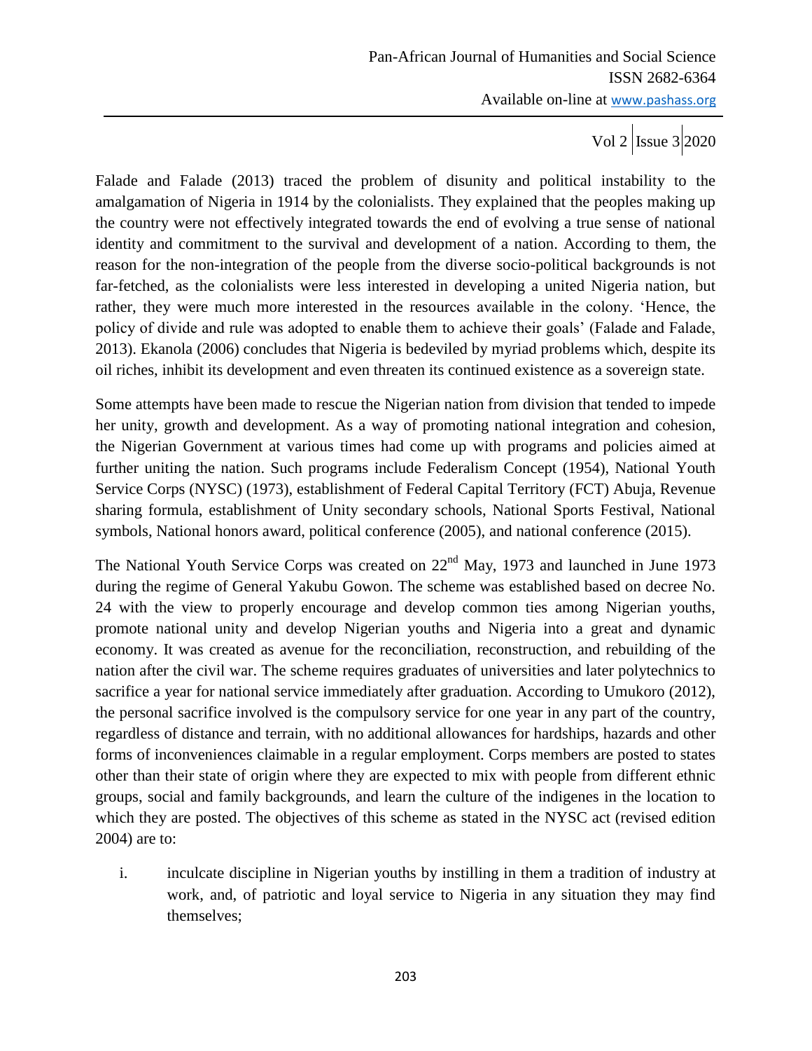Falade and Falade (2013) traced the problem of disunity and political instability to the amalgamation of Nigeria in 1914 by the colonialists. They explained that the peoples making up the country were not effectively integrated towards the end of evolving a true sense of national identity and commitment to the survival and development of a nation. According to them, the reason for the non-integration of the people from the diverse socio-political backgrounds is not far-fetched, as the colonialists were less interested in developing a united Nigeria nation, but rather, they were much more interested in the resources available in the colony. 'Hence, the policy of divide and rule was adopted to enable them to achieve their goals' (Falade and Falade, 2013). Ekanola (2006) concludes that Nigeria is bedeviled by myriad problems which, despite its oil riches, inhibit its development and even threaten its continued existence as a sovereign state.

Some attempts have been made to rescue the Nigerian nation from division that tended to impede her unity, growth and development. As a way of promoting national integration and cohesion, the Nigerian Government at various times had come up with programs and policies aimed at further uniting the nation. Such programs include Federalism Concept (1954), National Youth Service Corps (NYSC) (1973), establishment of Federal Capital Territory (FCT) Abuja, Revenue sharing formula, establishment of Unity secondary schools, National Sports Festival, National symbols, National honors award, political conference (2005), and national conference (2015).

The National Youth Service Corps was created on 22nd May, 1973 and launched in June 1973 during the regime of General Yakubu Gowon. The scheme was established based on decree No. 24 with the view to properly encourage and develop common ties among Nigerian youths, promote national unity and develop Nigerian youths and Nigeria into a great and dynamic economy. It was created as avenue for the reconciliation, reconstruction, and rebuilding of the nation after the civil war. The scheme requires graduates of universities and later polytechnics to sacrifice a year for national service immediately after graduation. According to Umukoro (2012), the personal sacrifice involved is the compulsory service for one year in any part of the country, regardless of distance and terrain, with no additional allowances for hardships, hazards and other forms of inconveniences claimable in a regular employment. Corps members are posted to states other than their state of origin where they are expected to mix with people from different ethnic groups, social and family backgrounds, and learn the culture of the indigenes in the location to which they are posted. The objectives of this scheme as stated in the NYSC act (revised edition 2004) are to:

i. inculcate discipline in Nigerian youths by instilling in them a tradition of industry at work, and, of patriotic and loyal service to Nigeria in any situation they may find themselves;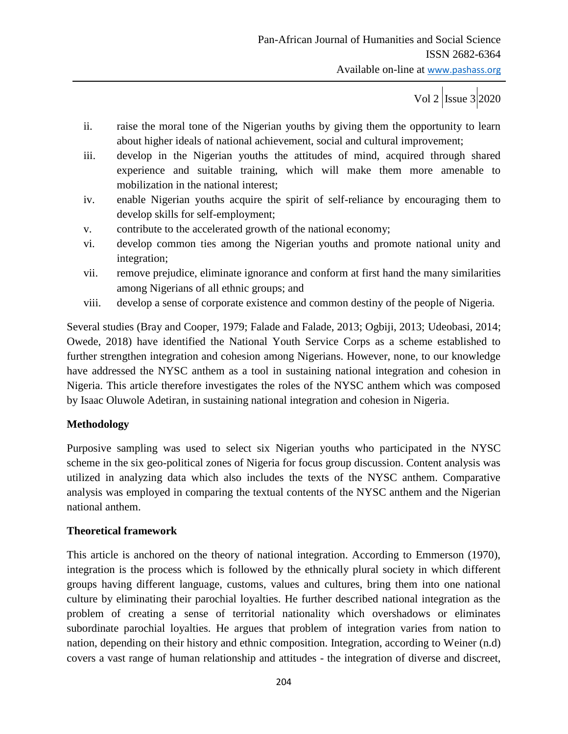ii. raise the moral tone of the Nigerian youths by giving them the opportunity to learn about higher ideals of national achievement, social and cultural improvement;

iii. develop in the Nigerian youths the attitudes of mind, acquired through shared experience and suitable training, which will make them more amenable to mobilization in the national interest;

iv. enable Nigerian youths acquire the spirit of self-reliance by encouraging them to develop skills for self-employment;

v. contribute to the accelerated growth of the national economy;

vi. develop common ties among the Nigerian youths and promote national unity and integration;

vii. remove prejudice, eliminate ignorance and conform at first hand the many similarities among Nigerians of all ethnic groups; and

viii. develop a sense of corporate existence and common destiny of the people of Nigeria.

Several studies (Bray and Cooper, 1979; Falade and Falade, 2013; Ogbiji, 2013; Udeobasi, 2014; Owede, 2018) have identified the National Youth Service Corps as a scheme established to further strengthen integration and cohesion among Nigerians. However, none, to our knowledge have addressed the NYSC anthem as a tool in sustaining national integration and cohesion in Nigeria. This article therefore investigates the roles of the NYSC anthem which was composed by Isaac Oluwole Adetiran, in sustaining national integration and cohesion in Nigeria.

**Methodology**

Purposive sampling was used to select six Nigerian youths who participated in the NYSC scheme in the six geo-political zones of Nigeria for focus group discussion. Content analysis was utilized in analyzing data which also includes the texts of the NYSC anthem. Comparative analysis was employed in comparing the textual contents of the NYSC anthem and the Nigerian national anthem.

**Theoretical framework**

This article is anchored on the theory of national integration. According to Emmerson (1970), integration is the process which is followed by the ethnically plural society in which different groups having different language, customs, values and cultures, bring them into one national culture by eliminating their parochial loyalties. He further described national integration as the problem of creating a sense of territorial nationality which overshadows or eliminates subordinate parochial loyalties. He argues that problem of integration varies from nation to nation, depending on their history and ethnic composition. Integration, according to Weiner (n.d) covers a vast range of human relationship and attitudes - the integration of diverse and discreet,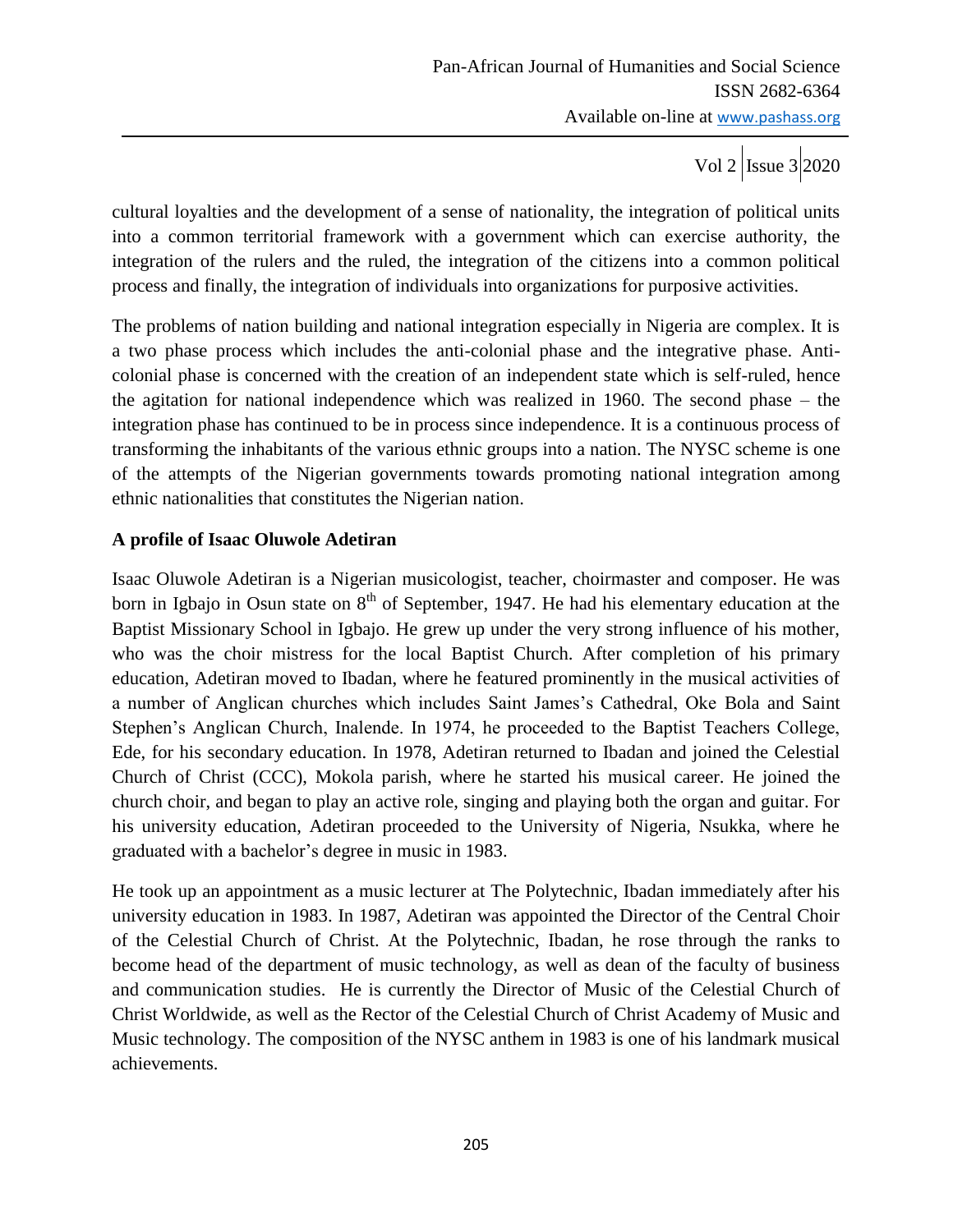cultural loyalties and the development of a sense of nationality, the integration of political units into a common territorial framework with a government which can exercise authority, the integration of the rulers and the ruled, the integration of the citizens into a common political process and finally, the integration of individuals into organizations for purposive activities.

The problems of nation building and national integration especially in Nigeria are complex. It is a two phase process which includes the anti-colonial phase and the integrative phase. Anti-colonial phase is concerned with the creation of an independent state which is self-ruled, hence the agitation for national independence which was realized in 1960. The second phase – the integration phase has continued to be in process since independence. It is a continuous process of transforming the inhabitants of the various ethnic groups into a nation. The NYSC scheme is one of the attempts of the Nigerian governments towards promoting national integration among ethnic nationalities that constitutes the Nigerian nation.

**A profile of Isaac Oluwole Adetiran**

Isaac Oluwole Adetiran is a Nigerian musicologist, teacher, choirmaster and composer. He was born in Igbajo in Osun state on 8th of September, 1947. He had his elementary education at the Baptist Missionary School in Igbajo. He grew up under the very strong influence of his mother, who was the choir mistress for the local Baptist Church. After completion of his primary education, Adetiran moved to Ibadan, where he featured prominently in the musical activities of a number of Anglican churches which includes Saint James's Cathedral, Oke Bola and Saint Stephen's Anglican Church, Inalende. In 1974, he proceeded to the Baptist Teachers College, Ede, for his secondary education. In 1978, Adetiran returned to Ibadan and joined the Celestial Church of Christ (CCC), Mokola parish, where he started his musical career. He joined the church choir, and began to play an active role, singing and playing both the organ and guitar. For his university education, Adetiran proceeded to the University of Nigeria, Nsukka, where he graduated with a bachelor's degree in music in 1983.

He took up an appointment as a music lecturer at The Polytechnic, Ibadan immediately after his university education in 1983. In 1987, Adetiran was appointed the Director of the Central Choir of the Celestial Church of Christ. At the Polytechnic, Ibadan, he rose through the ranks to become head of the department of music technology, as well as dean of the faculty of business and communication studies. He is currently the Director of Music of the Celestial Church of Christ Worldwide, as well as the Rector of the Celestial Church of Christ Academy of Music and Music technology. The composition of the NYSC anthem in 1983 is one of his landmark musical achievements.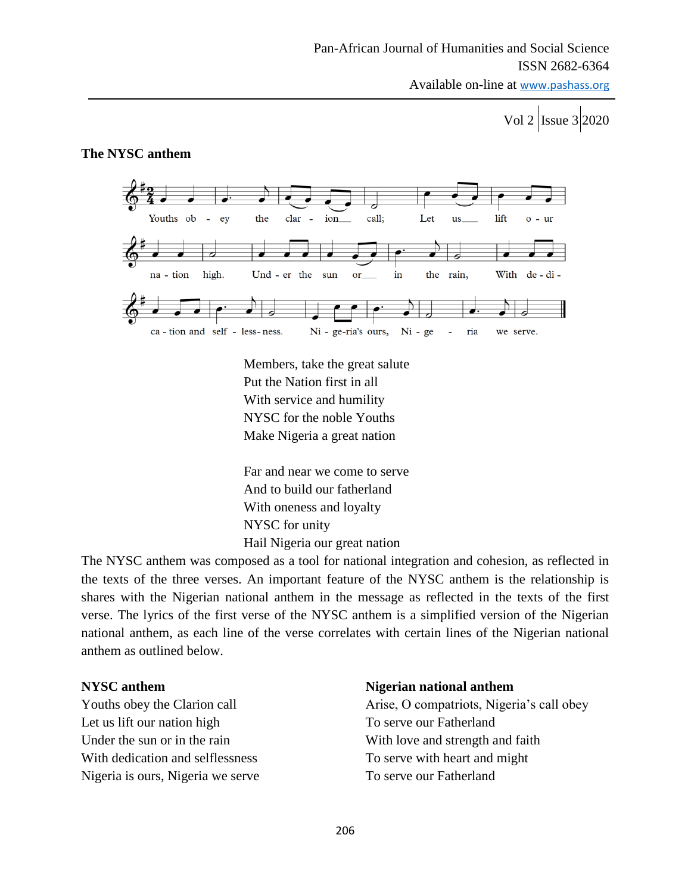**The NYSC anthem**

Members, take the great salute
Put the Nation first in all
With service and humility
NYSC for the noble Youths
Make Nigeria a great nation

Far and near we come to serve
And to build our fatherland
With oneness and loyalty
NYSC for unity
Hail Nigeria our great nation

The NYSC anthem was composed as a tool for national integration and cohesion, as reflected in the texts of the three verses. An important feature of the NYSC anthem is the relationship is shares with the Nigerian national anthem in the message as reflected in the texts of the first verse. The lyrics of the first verse of the NYSC anthem is a simplified version of the Nigerian national anthem, as each line of the verse correlates with certain lines of the Nigerian national anthem as outlined below.

| **NYSC anthem** | **Nigerian national anthem** |
|---|---|
| Youths obey the Clarion call | Arise, O compatriots, Nigeria's call obey |
| Let us lift our nation high | To serve our Fatherland |
| Under the sun or in the rain | With love and strength and faith |
| With dedication and selflessness | To serve with heart and might |
| Nigeria is ours, Nigeria we serve | To serve our Fatherland |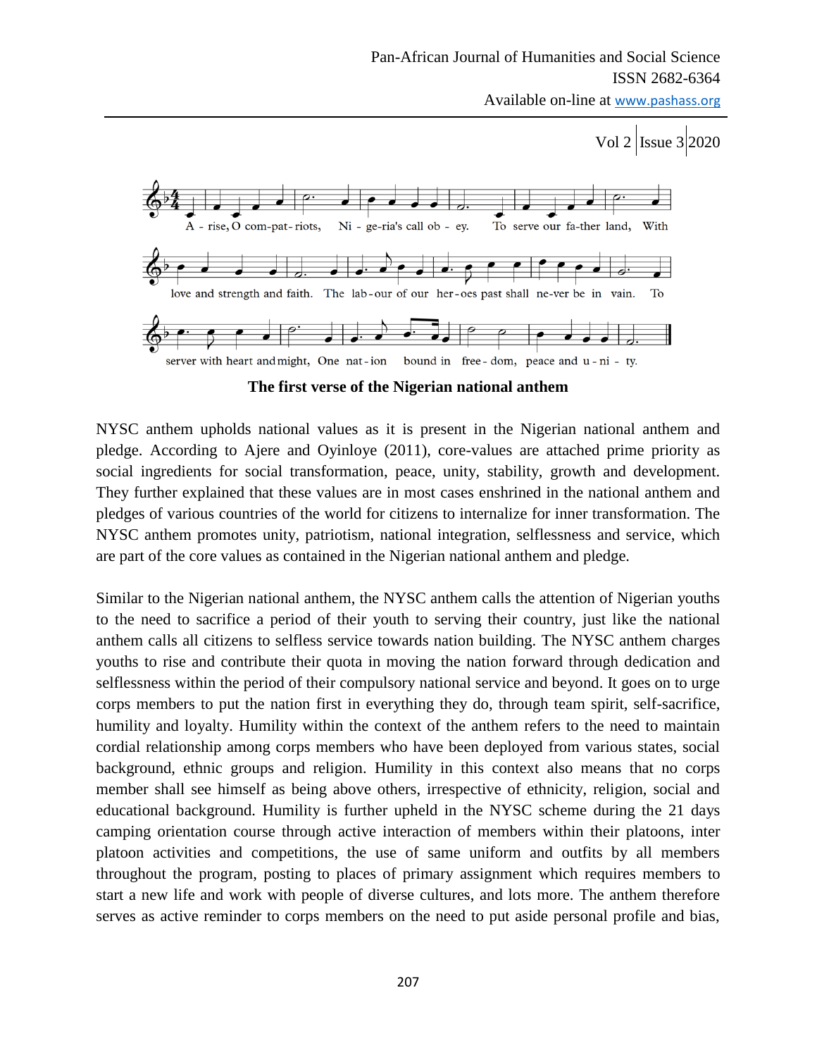**The first verse of the Nigerian national anthem**

NYSC anthem upholds national values as it is present in the Nigerian national anthem and pledge. According to Ajere and Oyinloye (2011), core-values are attached prime priority as social ingredients for social transformation, peace, unity, stability, growth and development. They further explained that these values are in most cases enshrined in the national anthem and pledges of various countries of the world for citizens to internalize for inner transformation. The NYSC anthem promotes unity, patriotism, national integration, selflessness and service, which are part of the core values as contained in the Nigerian national anthem and pledge.

Similar to the Nigerian national anthem, the NYSC anthem calls the attention of Nigerian youths to the need to sacrifice a period of their youth to serving their country, just like the national anthem calls all citizens to selfless service towards nation building. The NYSC anthem charges youths to rise and contribute their quota in moving the nation forward through dedication and selflessness within the period of their compulsory national service and beyond. It goes on to urge corps members to put the nation first in everything they do, through team spirit, self-sacrifice, humility and loyalty. Humility within the context of the anthem refers to the need to maintain cordial relationship among corps members who have been deployed from various states, social background, ethnic groups and religion. Humility in this context also means that no corps member shall see himself as being above others, irrespective of ethnicity, religion, social and educational background. Humility is further upheld in the NYSC scheme during the 21 days camping orientation course through active interaction of members within their platoons, inter platoon activities and competitions, the use of same uniform and outfits by all members throughout the program, posting to places of primary assignment which requires members to start a new life and work with people of diverse cultures, and lots more. The anthem therefore serves as active reminder to corps members on the need to put aside personal profile and bias,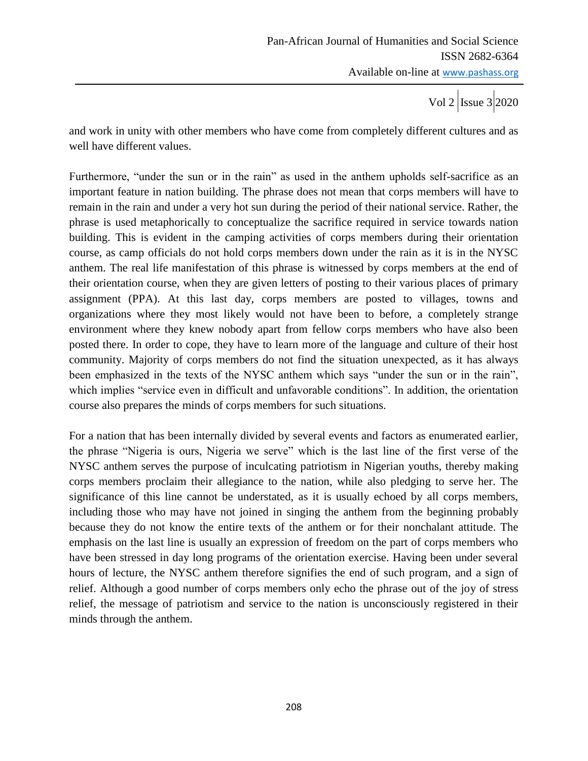and work in unity with other members who have come from completely different cultures and as well have different values.

Furthermore, "under the sun or in the rain" as used in the anthem upholds self-sacrifice as an important feature in nation building. The phrase does not mean that corps members will have to remain in the rain and under a very hot sun during the period of their national service. Rather, the phrase is used metaphorically to conceptualize the sacrifice required in service towards nation building. This is evident in the camping activities of corps members during their orientation course, as camp officials do not hold corps members down under the rain as it is in the NYSC anthem. The real life manifestation of this phrase is witnessed by corps members at the end of their orientation course, when they are given letters of posting to their various places of primary assignment (PPA). At this last day, corps members are posted to villages, towns and organizations where they most likely would not have been to before, a completely strange environment where they knew nobody apart from fellow corps members who have also been posted there. In order to cope, they have to learn more of the language and culture of their host community. Majority of corps members do not find the situation unexpected, as it has always been emphasized in the texts of the NYSC anthem which says "under the sun or in the rain", which implies "service even in difficult and unfavorable conditions". In addition, the orientation course also prepares the minds of corps members for such situations.

For a nation that has been internally divided by several events and factors as enumerated earlier, the phrase "Nigeria is ours, Nigeria we serve" which is the last line of the first verse of the NYSC anthem serves the purpose of inculcating patriotism in Nigerian youths, thereby making corps members proclaim their allegiance to the nation, while also pledging to serve her. The significance of this line cannot be understated, as it is usually echoed by all corps members, including those who may have not joined in singing the anthem from the beginning probably because they do not know the entire texts of the anthem or for their nonchalant attitude. The emphasis on the last line is usually an expression of freedom on the part of corps members who have been stressed in day long programs of the orientation exercise. Having been under several hours of lecture, the NYSC anthem therefore signifies the end of such program, and a sign of relief. Although a good number of corps members only echo the phrase out of the joy of stress relief, the message of patriotism and service to the nation is unconsciously registered in their minds through the anthem.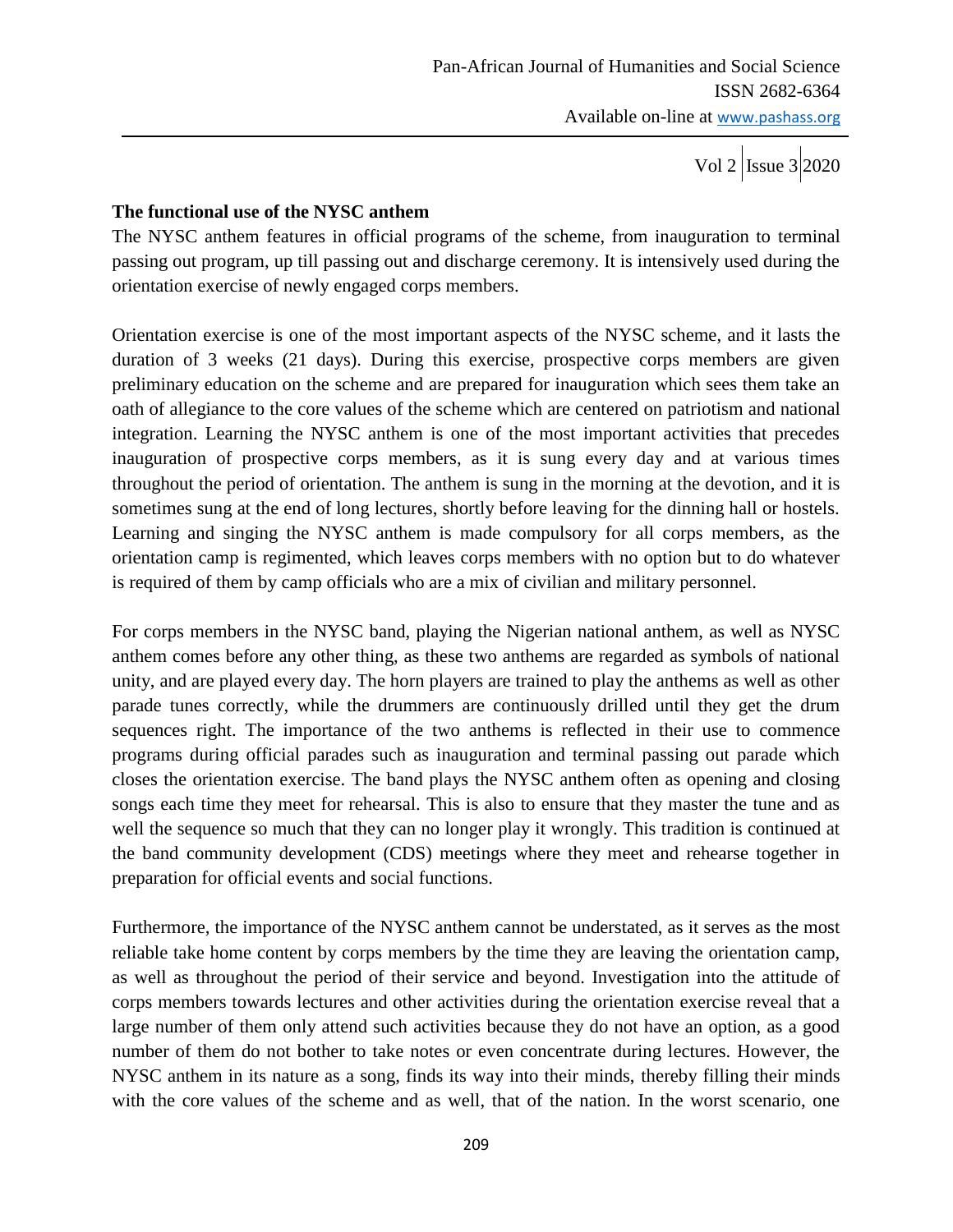### The functional use of the NYSC anthem

The NYSC anthem features in official programs of the scheme, from inauguration to terminal passing out program, up till passing out and discharge ceremony. It is intensively used during the orientation exercise of newly engaged corps members.

Orientation exercise is one of the most important aspects of the NYSC scheme, and it lasts the duration of 3 weeks (21 days). During this exercise, prospective corps members are given preliminary education on the scheme and are prepared for inauguration which sees them take an oath of allegiance to the core values of the scheme which are centered on patriotism and national integration. Learning the NYSC anthem is one of the most important activities that precedes inauguration of prospective corps members, as it is sung every day and at various times throughout the period of orientation. The anthem is sung in the morning at the devotion, and it is sometimes sung at the end of long lectures, shortly before leaving for the dinning hall or hostels. Learning and singing the NYSC anthem is made compulsory for all corps members, as the orientation camp is regimented, which leaves corps members with no option but to do whatever is required of them by camp officials who are a mix of civilian and military personnel.

For corps members in the NYSC band, playing the Nigerian national anthem, as well as NYSC anthem comes before any other thing, as these two anthems are regarded as symbols of national unity, and are played every day. The horn players are trained to play the anthems as well as other parade tunes correctly, while the drummers are continuously drilled until they get the drum sequences right. The importance of the two anthems is reflected in their use to commence programs during official parades such as inauguration and terminal passing out parade which closes the orientation exercise. The band plays the NYSC anthem often as opening and closing songs each time they meet for rehearsal. This is also to ensure that they master the tune and as well the sequence so much that they can no longer play it wrongly. This tradition is continued at the band community development (CDS) meetings where they meet and rehearse together in preparation for official events and social functions.

Furthermore, the importance of the NYSC anthem cannot be understated, as it serves as the most reliable take home content by corps members by the time they are leaving the orientation camp, as well as throughout the period of their service and beyond. Investigation into the attitude of corps members towards lectures and other activities during the orientation exercise reveal that a large number of them only attend such activities because they do not have an option, as a good number of them do not bother to take notes or even concentrate during lectures. However, the NYSC anthem in its nature as a song, finds its way into their minds, thereby filling their minds with the core values of the scheme and as well, that of the nation. In the worst scenario, one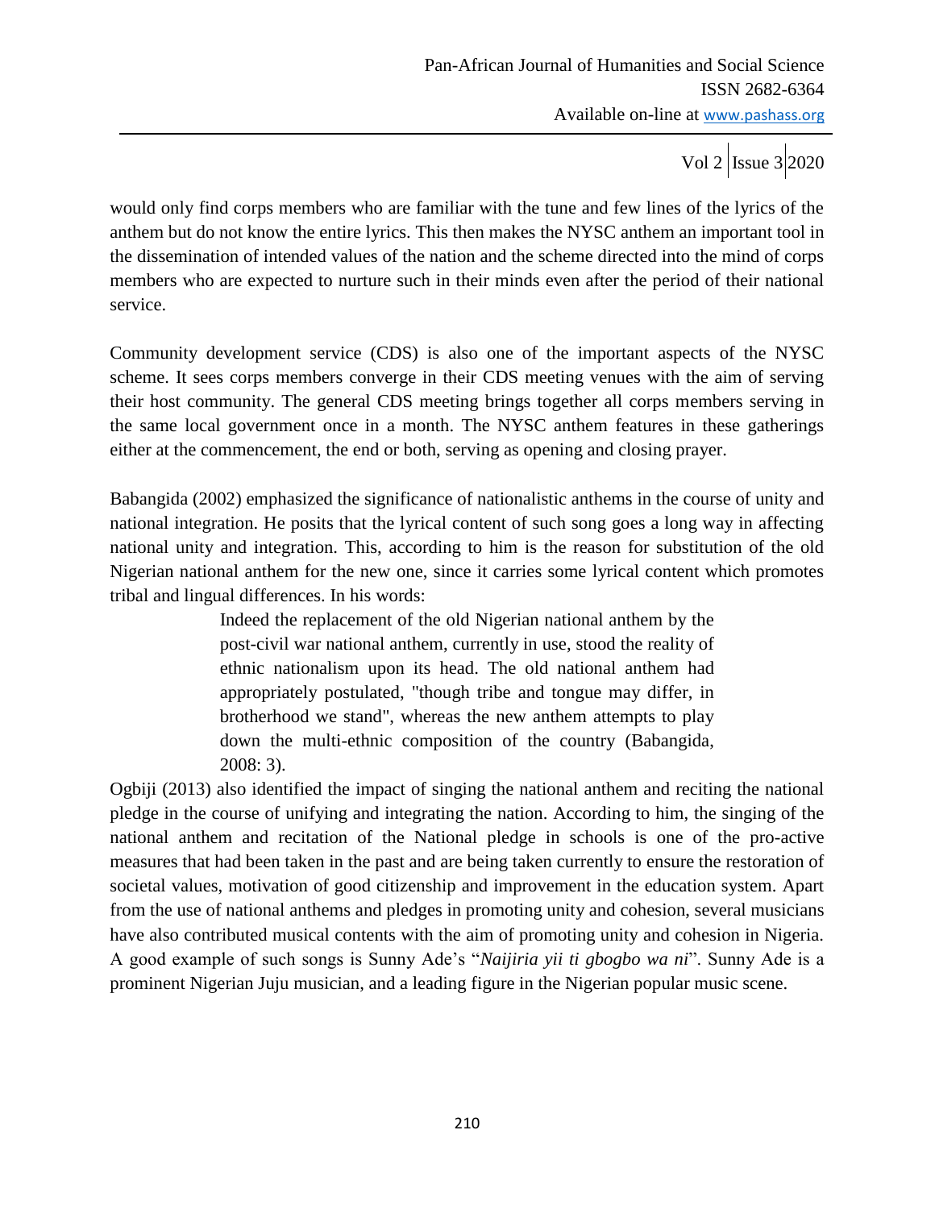would only find corps members who are familiar with the tune and few lines of the lyrics of the anthem but do not know the entire lyrics. This then makes the NYSC anthem an important tool in the dissemination of intended values of the nation and the scheme directed into the mind of corps members who are expected to nurture such in their minds even after the period of their national service.

Community development service (CDS) is also one of the important aspects of the NYSC scheme. It sees corps members converge in their CDS meeting venues with the aim of serving their host community. The general CDS meeting brings together all corps members serving in the same local government once in a month. The NYSC anthem features in these gatherings either at the commencement, the end or both, serving as opening and closing prayer.

Babangida (2002) emphasized the significance of nationalistic anthems in the course of unity and national integration. He posits that the lyrical content of such song goes a long way in affecting national unity and integration. This, according to him is the reason for substitution of the old Nigerian national anthem for the new one, since it carries some lyrical content which promotes tribal and lingual differences. In his words:

> Indeed the replacement of the old Nigerian national anthem by the post-civil war national anthem, currently in use, stood the reality of ethnic nationalism upon its head. The old national anthem had appropriately postulated, "though tribe and tongue may differ, in brotherhood we stand", whereas the new anthem attempts to play down the multi-ethnic composition of the country (Babangida, 2008: 3).

Ogbiji (2013) also identified the impact of singing the national anthem and reciting the national pledge in the course of unifying and integrating the nation. According to him, the singing of the national anthem and recitation of the National pledge in schools is one of the pro-active measures that had been taken in the past and are being taken currently to ensure the restoration of societal values, motivation of good citizenship and improvement in the education system. Apart from the use of national anthems and pledges in promoting unity and cohesion, several musicians have also contributed musical contents with the aim of promoting unity and cohesion in Nigeria. A good example of such songs is Sunny Ade's "*Naijiria yii ti gbogbo wa ni*". Sunny Ade is a prominent Nigerian Juju musician, and a leading figure in the Nigerian popular music scene.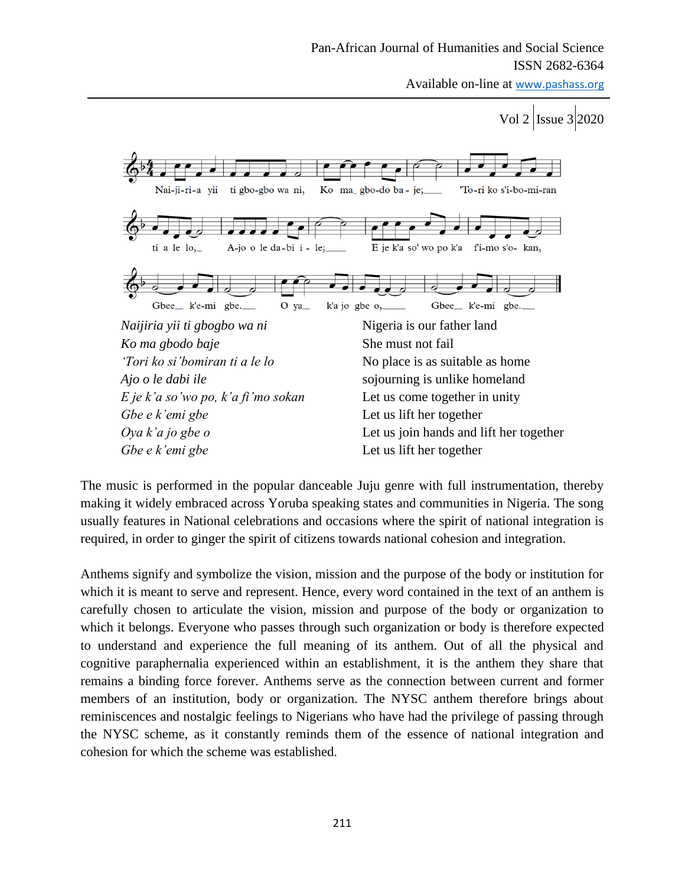| | |
|---|---|
| *Naijiria yii ti gbogbo wa ni* | Nigeria is our father land |
| *Ko ma gbodo baje* | She must not fail |
| *'Tori ko si'bomiran ti a le lo* | No place is as suitable as home |
| *Ajo o le dabi ile* | sojourning is unlike homeland |
| *E je k'a so'wo po, k'a fi'mo sokan* | Let us come together in unity |
| *Gbe e k'emi gbe* | Let us lift her together |
| *Oya k'a jo gbe o* | Let us join hands and lift her together |
| *Gbe e k'emi gbe* | Let us lift her together |

The music is performed in the popular danceable Juju genre with full instrumentation, thereby making it widely embraced across Yoruba speaking states and communities in Nigeria. The song usually features in National celebrations and occasions where the spirit of national integration is required, in order to ginger the spirit of citizens towards national cohesion and integration.

Anthems signify and symbolize the vision, mission and the purpose of the body or institution for which it is meant to serve and represent. Hence, every word contained in the text of an anthem is carefully chosen to articulate the vision, mission and purpose of the body or organization to which it belongs. Everyone who passes through such organization or body is therefore expected to understand and experience the full meaning of its anthem. Out of all the physical and cognitive paraphernalia experienced within an establishment, it is the anthem they share that remains a binding force forever. Anthems serve as the connection between current and former members of an institution, body or organization. The NYSC anthem therefore brings about reminiscences and nostalgic feelings to Nigerians who have had the privilege of passing through the NYSC scheme, as it constantly reminds them of the essence of national integration and cohesion for which the scheme was established.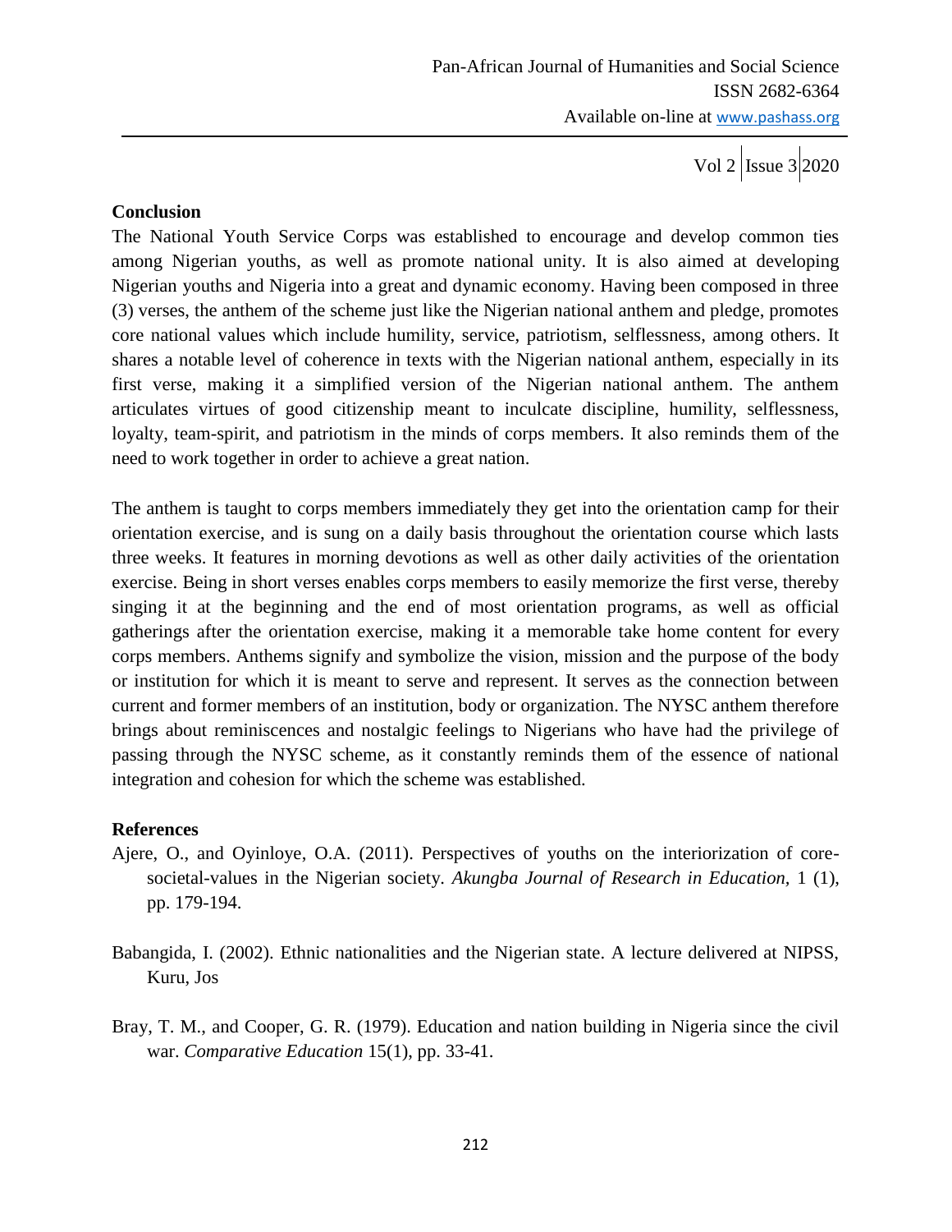## Conclusion

The National Youth Service Corps was established to encourage and develop common ties among Nigerian youths, as well as promote national unity. It is also aimed at developing Nigerian youths and Nigeria into a great and dynamic economy. Having been composed in three (3) verses, the anthem of the scheme just like the Nigerian national anthem and pledge, promotes core national values which include humility, service, patriotism, selflessness, among others. It shares a notable level of coherence in texts with the Nigerian national anthem, especially in its first verse, making it a simplified version of the Nigerian national anthem. The anthem articulates virtues of good citizenship meant to inculcate discipline, humility, selflessness, loyalty, team-spirit, and patriotism in the minds of corps members. It also reminds them of the need to work together in order to achieve a great nation.

The anthem is taught to corps members immediately they get into the orientation camp for their orientation exercise, and is sung on a daily basis throughout the orientation course which lasts three weeks. It features in morning devotions as well as other daily activities of the orientation exercise. Being in short verses enables corps members to easily memorize the first verse, thereby singing it at the beginning and the end of most orientation programs, as well as official gatherings after the orientation exercise, making it a memorable take home content for every corps members. Anthems signify and symbolize the vision, mission and the purpose of the body or institution for which it is meant to serve and represent. It serves as the connection between current and former members of an institution, body or organization. The NYSC anthem therefore brings about reminiscences and nostalgic feelings to Nigerians who have had the privilege of passing through the NYSC scheme, as it constantly reminds them of the essence of national integration and cohesion for which the scheme was established.

## References

Ajere, O., and Oyinloye, O.A. (2011). Perspectives of youths on the interiorization of core-societal-values in the Nigerian society. *Akungba Journal of Research in Education*, 1 (1), pp. 179-194.

Babangida, I. (2002). Ethnic nationalities and the Nigerian state. A lecture delivered at NIPSS, Kuru, Jos

Bray, T. M., and Cooper, G. R. (1979). Education and nation building in Nigeria since the civil war. *Comparative Education* 15(1), pp. 33-41.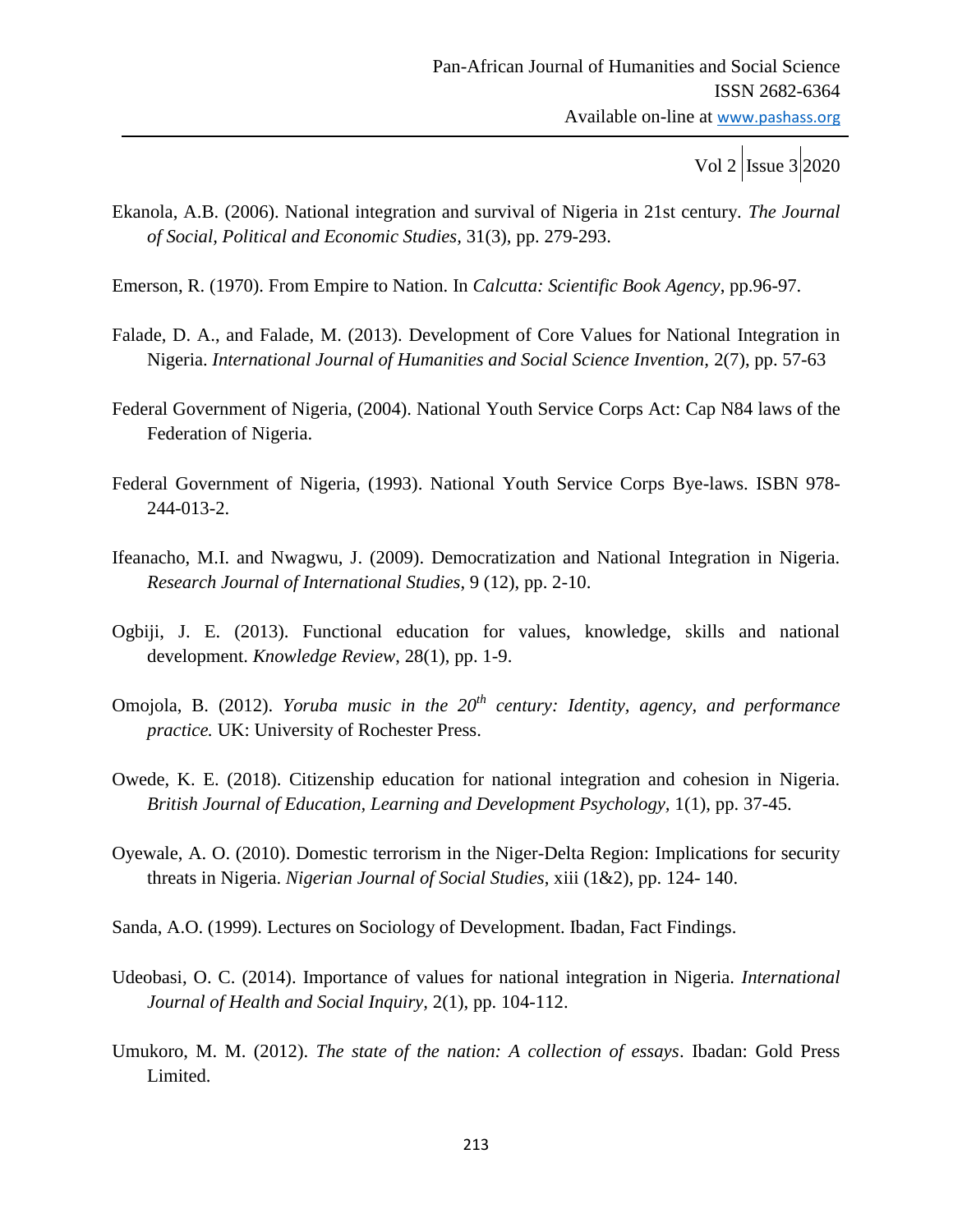Ekanola, A.B. (2006). National integration and survival of Nigeria in 21st century. *The Journal of Social, Political and Economic Studies,* 31(3), pp. 279-293.

Emerson, R. (1970). From Empire to Nation. In *Calcutta: Scientific Book Agency*, pp.96-97.

Falade, D. A., and Falade, M. (2013). Development of Core Values for National Integration in Nigeria. *International Journal of Humanities and Social Science Invention,* 2(7), pp. 57-63

Federal Government of Nigeria, (2004). National Youth Service Corps Act: Cap N84 laws of the Federation of Nigeria.

Federal Government of Nigeria, (1993). National Youth Service Corps Bye-laws. ISBN 978-244-013-2.

Ifeanacho, M.I. and Nwagwu, J. (2009). Democratization and National Integration in Nigeria. *Research Journal of International Studies*, 9 (12), pp. 2-10.

Ogbiji, J. E. (2013). Functional education for values, knowledge, skills and national development. *Knowledge Review*, 28(1), pp. 1-9.

Omojola, B. (2012). *Yoruba music in the 20th century: Identity, agency, and performance practice.* UK: University of Rochester Press.

Owede, K. E. (2018). Citizenship education for national integration and cohesion in Nigeria. *British Journal of Education, Learning and Development Psychology,* 1(1), pp. 37-45.

Oyewale, A. O. (2010). Domestic terrorism in the Niger-Delta Region: Implications for security threats in Nigeria. *Nigerian Journal of Social Studies*, xiii (1&2), pp. 124- 140.

Sanda, A.O. (1999). Lectures on Sociology of Development. Ibadan, Fact Findings.

Udeobasi, O. C. (2014). Importance of values for national integration in Nigeria. *International Journal of Health and Social Inquiry,* 2(1), pp. 104-112.

Umukoro, M. M. (2012). *The state of the nation: A collection of essays*. Ibadan: Gold Press Limited.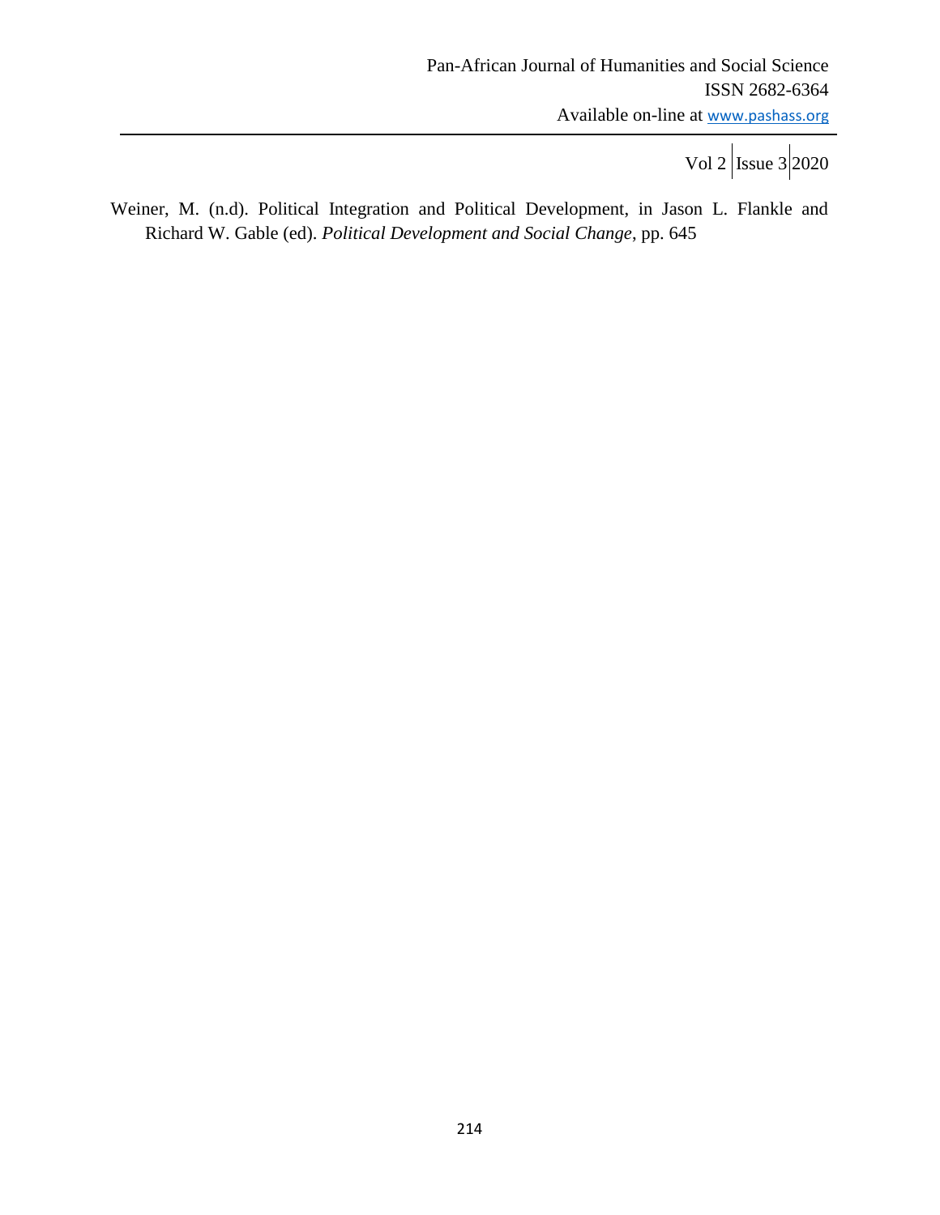Weiner, M. (n.d). Political Integration and Political Development, in Jason L. Flankle and Richard W. Gable (ed). *Political Development and Social Change*, pp. 645